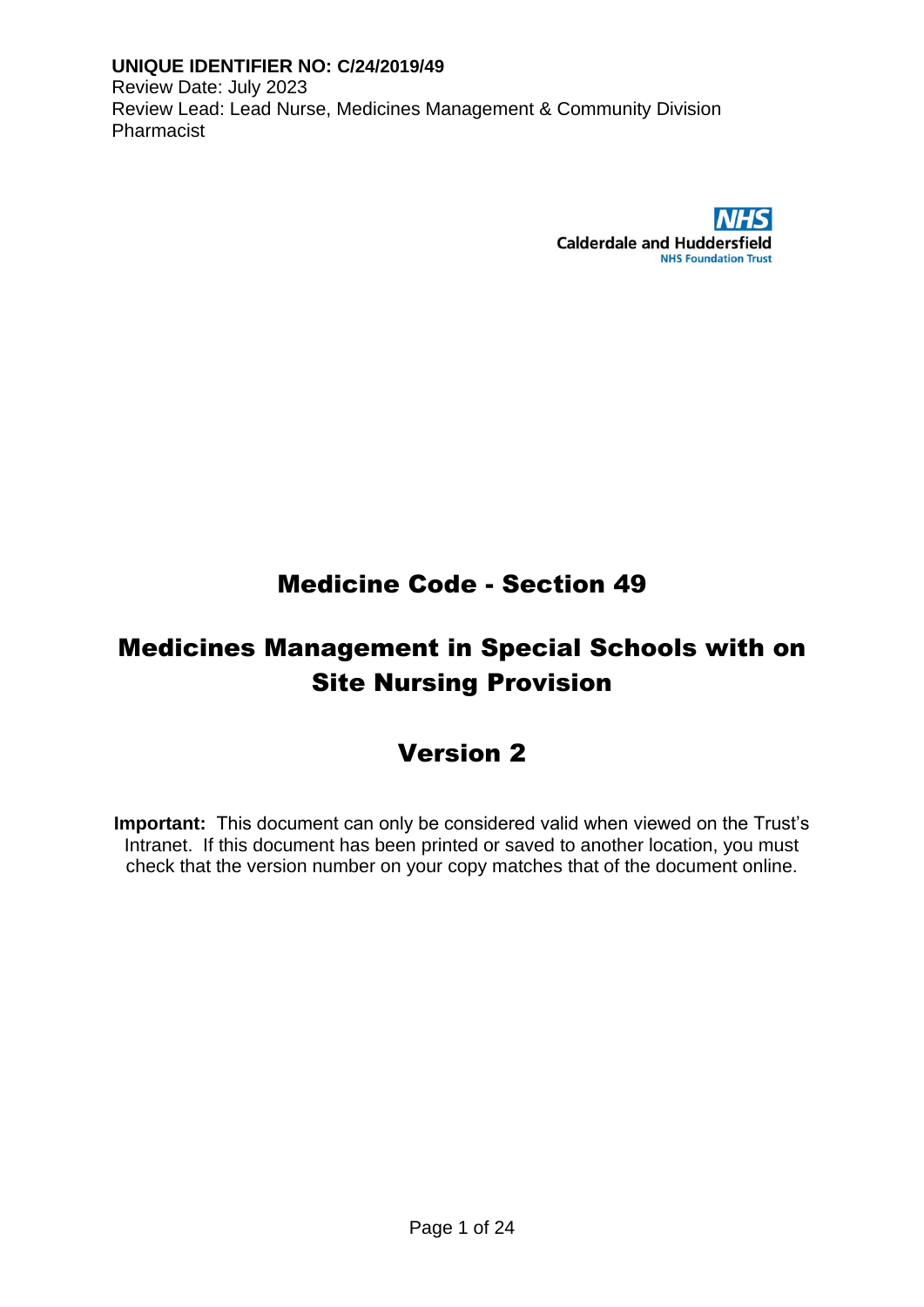**UNIQUE IDENTIFIER NO: C/24/2019/49**
Review Date: July 2023
Review Lead: Lead Nurse, Medicines Management & Community Division Pharmacist

Calderdale and Huddersfield
NHS Foundation Trust

# Medicine Code - Section 49

# Medicines Management in Special Schools with on Site Nursing Provision

# Version 2

**Important:** This document can only be considered valid when viewed on the Trust's Intranet. If this document has been printed or saved to another location, you must check that the version number on your copy matches that of the document online.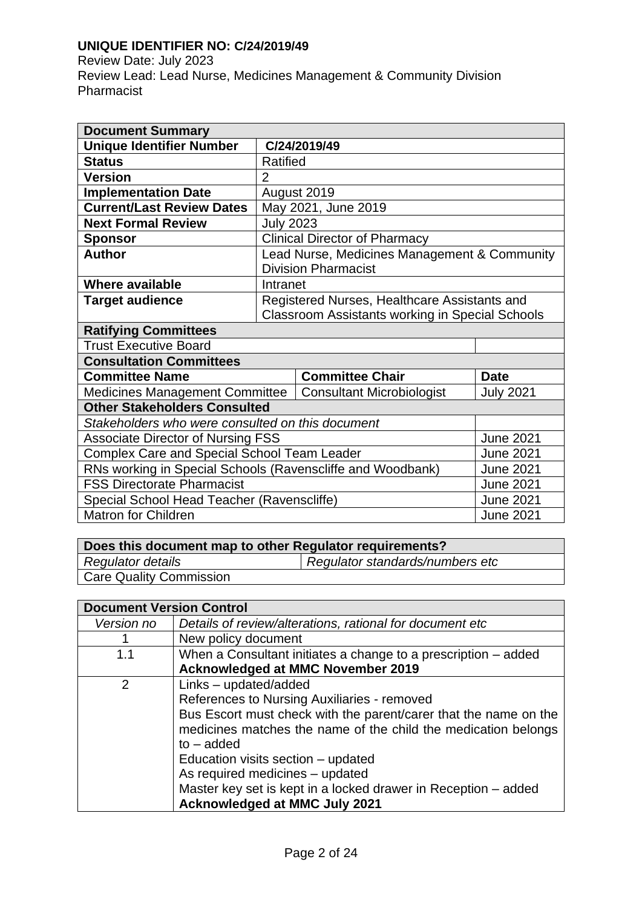**UNIQUE IDENTIFIER NO: C/24/2019/49**
Review Date: July 2023
Review Lead: Lead Nurse, Medicines Management & Community Division Pharmacist

| **Document Summary** | | | |
|---|---|---|---|
| **Unique Identifier Number** | **C/24/2019/49** | | |
| **Status** | Ratified | | |
| **Version** | 2 | | |
| **Implementation Date** | August 2019 | | |
| **Current/Last Review Dates** | May 2021, June 2019 | | |
| **Next Formal Review** | July 2023 | | |
| **Sponsor** | Clinical Director of Pharmacy | | |
| **Author** | Lead Nurse, Medicines Management & Community Division Pharmacist | | |
| **Where available** | Intranet | | |
| **Target audience** | Registered Nurses, Healthcare Assistants and Classroom Assistants working in Special Schools | | |
| **Ratifying Committees** | | | |
| Trust Executive Board | | | |
| **Consultation Committees** | | | |
| **Committee Name** | **Committee Chair** | | **Date** |
| Medicines Management Committee | Consultant Microbiologist | | July 2021 |
| **Other Stakeholders Consulted** | | | |
| *Stakeholders who were consulted on this document* | | | |
| Associate Director of Nursing FSS | | | June 2021 |
| Complex Care and Special School Team Leader | | | June 2021 |
| RNs working in Special Schools (Ravenscliffe and Woodbank) | | | June 2021 |
| FSS Directorate Pharmacist | | | June 2021 |
| Special School Head Teacher (Ravenscliffe) | | | June 2021 |
| Matron for Children | | | June 2021 |

| **Does this document map to other Regulator requirements?** | |
|---|---|
| *Regulator details* | *Regulator standards/numbers etc* |
| Care Quality Commission | |

| **Document Version Control** | |
|---|---|
| *Version no* | *Details of review/alterations, rational for document etc* |
| 1 | New policy document |
| 1.1 | When a Consultant initiates a change to a prescription – added<br>**Acknowledged at MMC November 2019** |
| 2 | Links – updated/added<br>References to Nursing Auxiliaries - removed<br>Bus Escort must check with the parent/carer that the name on the medicines matches the name of the child the medication belongs to – added<br>Education visits section – updated<br>As required medicines – updated<br>Master key set is kept in a locked drawer in Reception – added<br>**Acknowledged at MMC July 2021** |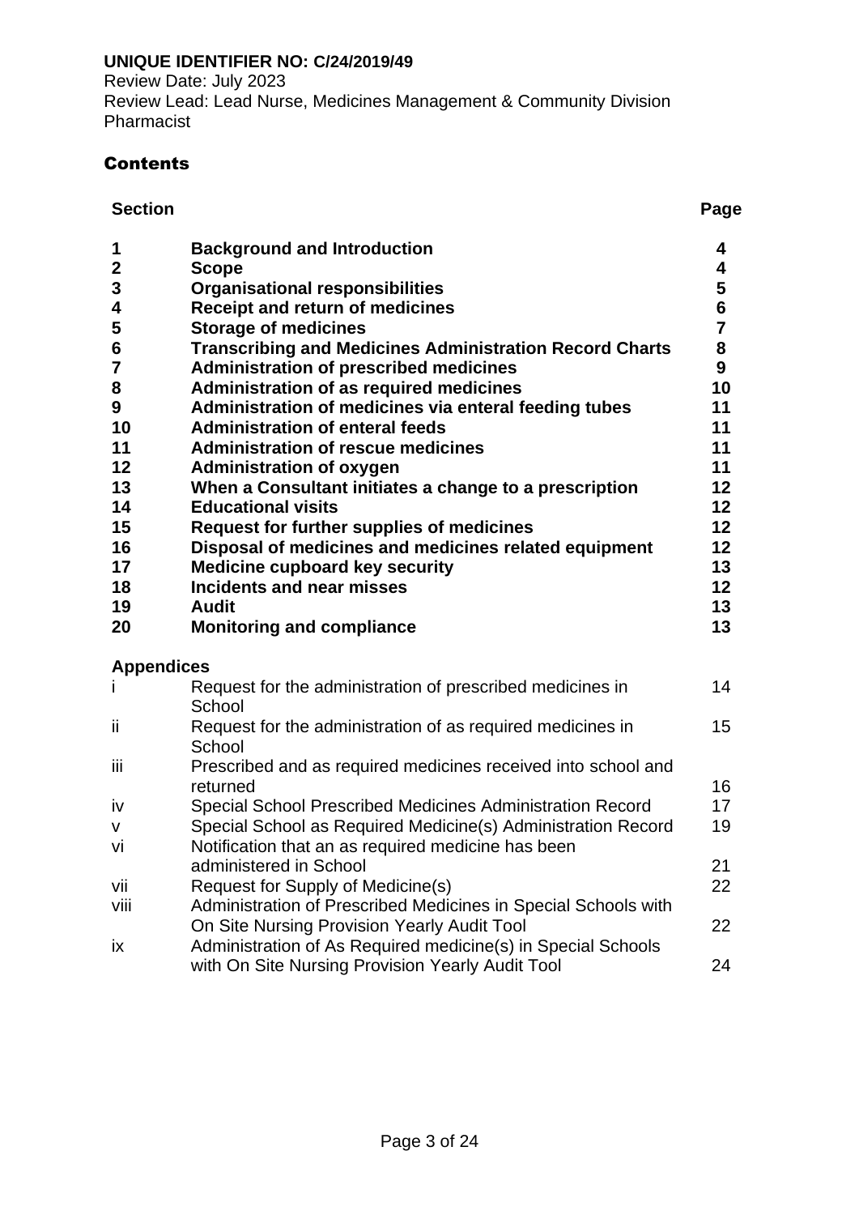**UNIQUE IDENTIFIER NO: C/24/2019/49**
Review Date: July 2023
Review Lead: Lead Nurse, Medicines Management & Community Division Pharmacist

## Contents

| Section | | Page |
|---|---|---|
| 1 | **Background and Introduction** | 4 |
| 2 | **Scope** | 4 |
| 3 | **Organisational responsibilities** | 5 |
| 4 | **Receipt and return of medicines** | 6 |
| 5 | **Storage of medicines** | 7 |
| 6 | **Transcribing and Medicines Administration Record Charts** | 8 |
| 7 | **Administration of prescribed medicines** | 9 |
| 8 | **Administration of as required medicines** | 10 |
| 9 | **Administration of medicines via enteral feeding tubes** | 11 |
| 10 | **Administration of enteral feeds** | 11 |
| 11 | **Administration of rescue medicines** | 11 |
| 12 | **Administration of oxygen** | 11 |
| 13 | **When a Consultant initiates a change to a prescription** | 12 |
| 14 | **Educational visits** | 12 |
| 15 | **Request for further supplies of medicines** | 12 |
| 16 | **Disposal of medicines and medicines related equipment** | 12 |
| 17 | **Medicine cupboard key security** | 13 |
| 18 | **Incidents and near misses** | 12 |
| 19 | **Audit** | 13 |
| 20 | **Monitoring and compliance** | 13 |

**Appendices**

| | | |
|---|---|---|
| i | Request for the administration of prescribed medicines in School | 14 |
| ii | Request for the administration of as required medicines in School | 15 |
| iii | Prescribed and as required medicines received into school and returned | 16 |
| iv | Special School Prescribed Medicines Administration Record | 17 |
| v | Special School as Required Medicine(s) Administration Record | 19 |
| vi | Notification that an as required medicine has been administered in School | 21 |
| vii | Request for Supply of Medicine(s) | 22 |
| viii | Administration of Prescribed Medicines in Special Schools with On Site Nursing Provision Yearly Audit Tool | 22 |
| ix | Administration of As Required medicine(s) in Special Schools with On Site Nursing Provision Yearly Audit Tool | 24 |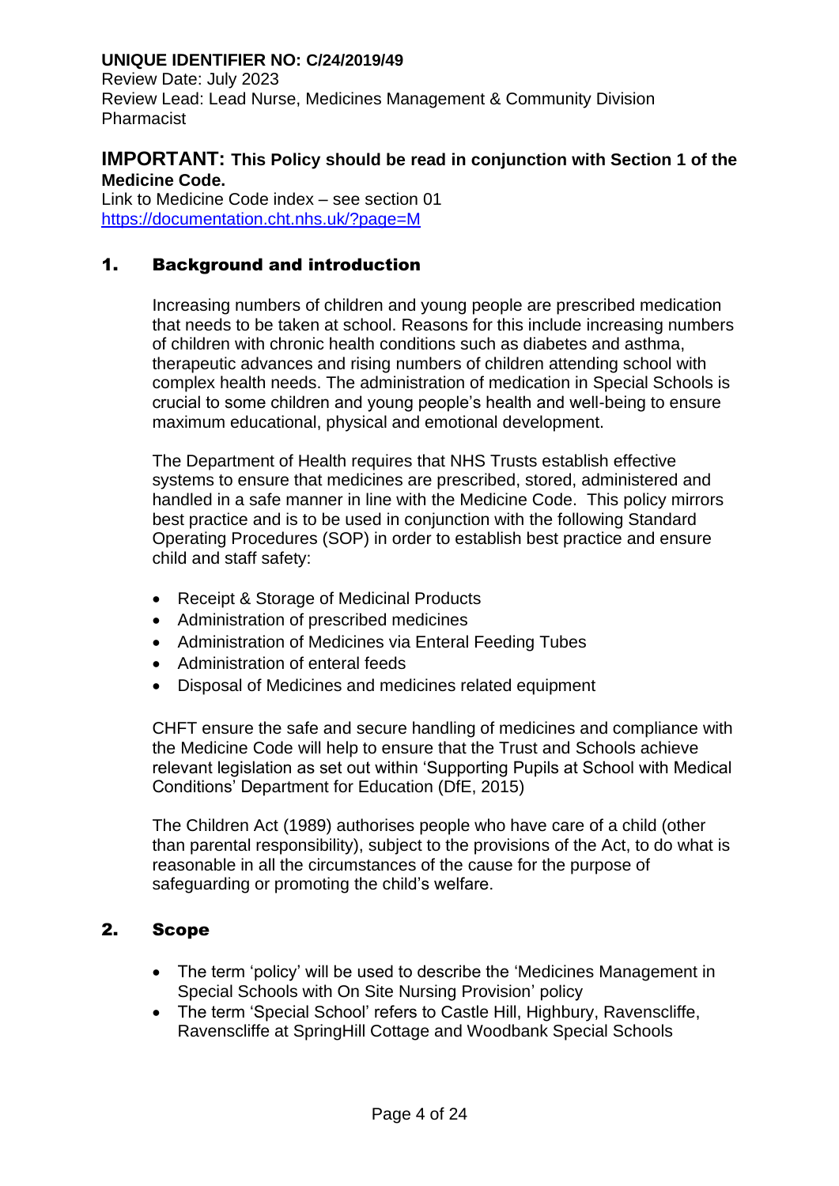**UNIQUE IDENTIFIER NO: C/24/2019/49**
Review Date: July 2023
Review Lead: Lead Nurse, Medicines Management & Community Division Pharmacist

**IMPORTANT: This Policy should be read in conjunction with Section 1 of the Medicine Code.**
Link to Medicine Code index – see section 01
https://documentation.cht.nhs.uk/?page=M

## 1. Background and introduction

Increasing numbers of children and young people are prescribed medication that needs to be taken at school. Reasons for this include increasing numbers of children with chronic health conditions such as diabetes and asthma, therapeutic advances and rising numbers of children attending school with complex health needs. The administration of medication in Special Schools is crucial to some children and young people's health and well-being to ensure maximum educational, physical and emotional development.

The Department of Health requires that NHS Trusts establish effective systems to ensure that medicines are prescribed, stored, administered and handled in a safe manner in line with the Medicine Code. This policy mirrors best practice and is to be used in conjunction with the following Standard Operating Procedures (SOP) in order to establish best practice and ensure child and staff safety:

- Receipt & Storage of Medicinal Products
- Administration of prescribed medicines
- Administration of Medicines via Enteral Feeding Tubes
- Administration of enteral feeds
- Disposal of Medicines and medicines related equipment

CHFT ensure the safe and secure handling of medicines and compliance with the Medicine Code will help to ensure that the Trust and Schools achieve relevant legislation as set out within 'Supporting Pupils at School with Medical Conditions' Department for Education (DfE, 2015)

The Children Act (1989) authorises people who have care of a child (other than parental responsibility), subject to the provisions of the Act, to do what is reasonable in all the circumstances of the cause for the purpose of safeguarding or promoting the child's welfare.

## 2. Scope

- The term 'policy' will be used to describe the 'Medicines Management in Special Schools with On Site Nursing Provision' policy
- The term 'Special School' refers to Castle Hill, Highbury, Ravenscliffe, Ravenscliffe at SpringHill Cottage and Woodbank Special Schools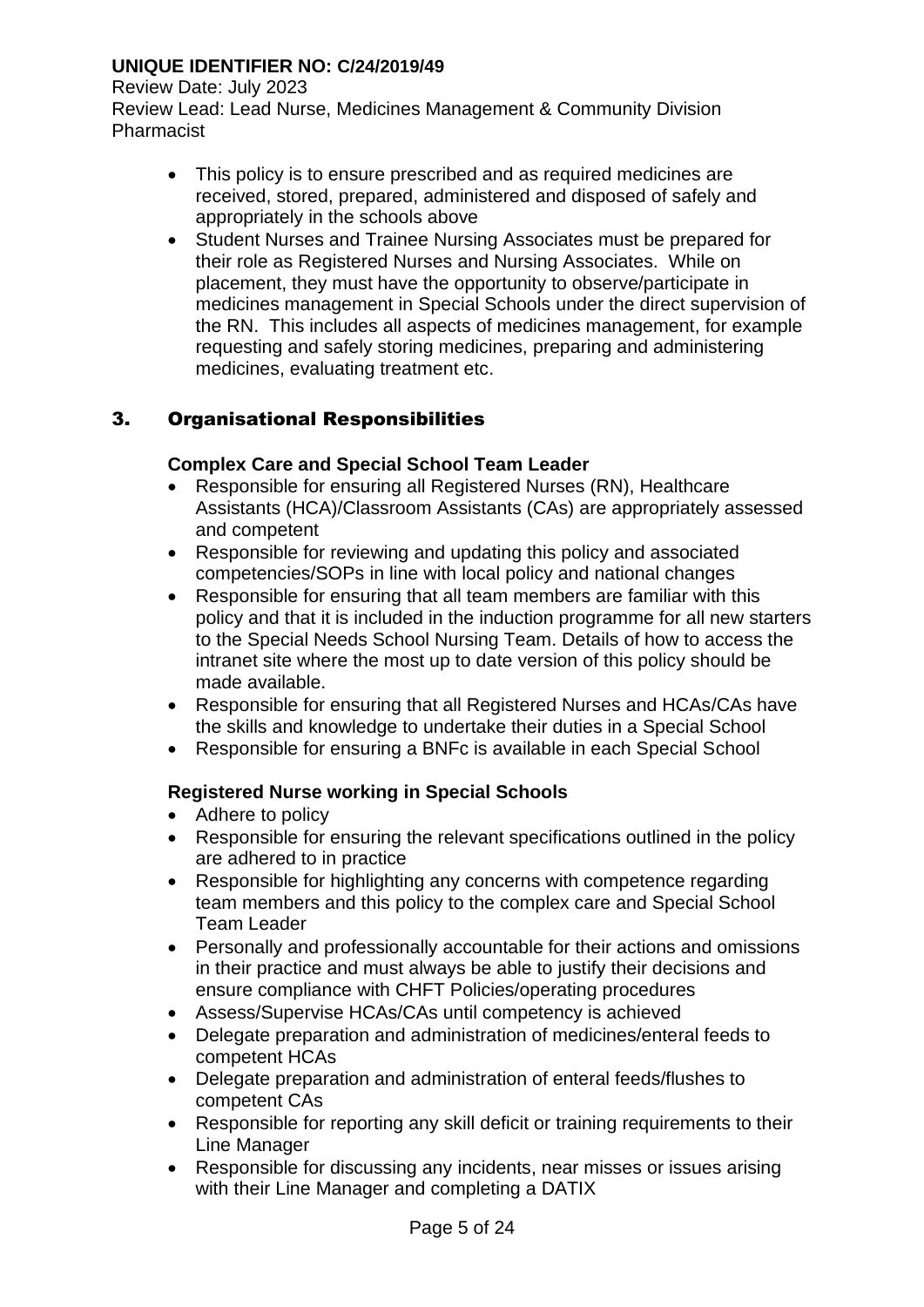- This policy is to ensure prescribed and as required medicines are received, stored, prepared, administered and disposed of safely and appropriately in the schools above
- Student Nurses and Trainee Nursing Associates must be prepared for their role as Registered Nurses and Nursing Associates. While on placement, they must have the opportunity to observe/participate in medicines management in Special Schools under the direct supervision of the RN. This includes all aspects of medicines management, for example requesting and safely storing medicines, preparing and administering medicines, evaluating treatment etc.

## 3. Organisational Responsibilities

**Complex Care and Special School Team Leader**

- Responsible for ensuring all Registered Nurses (RN), Healthcare Assistants (HCA)/Classroom Assistants (CAs) are appropriately assessed and competent
- Responsible for reviewing and updating this policy and associated competencies/SOPs in line with local policy and national changes
- Responsible for ensuring that all team members are familiar with this policy and that it is included in the induction programme for all new starters to the Special Needs School Nursing Team. Details of how to access the intranet site where the most up to date version of this policy should be made available.
- Responsible for ensuring that all Registered Nurses and HCAs/CAs have the skills and knowledge to undertake their duties in a Special School
- Responsible for ensuring a BNFc is available in each Special School

**Registered Nurse working in Special Schools**

- Adhere to policy
- Responsible for ensuring the relevant specifications outlined in the policy are adhered to in practice
- Responsible for highlighting any concerns with competence regarding team members and this policy to the complex care and Special School Team Leader
- Personally and professionally accountable for their actions and omissions in their practice and must always be able to justify their decisions and ensure compliance with CHFT Policies/operating procedures
- Assess/Supervise HCAs/CAs until competency is achieved
- Delegate preparation and administration of medicines/enteral feeds to competent HCAs
- Delegate preparation and administration of enteral feeds/flushes to competent CAs
- Responsible for reporting any skill deficit or training requirements to their Line Manager
- Responsible for discussing any incidents, near misses or issues arising with their Line Manager and completing a DATIX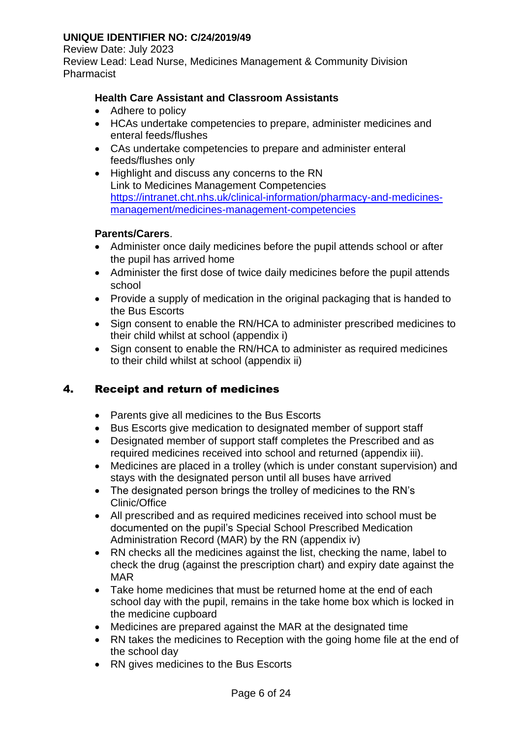**Health Care Assistant and Classroom Assistants**

- Adhere to policy
- HCAs undertake competencies to prepare, administer medicines and enteral feeds/flushes
- CAs undertake competencies to prepare and administer enteral feeds/flushes only
- Highlight and discuss any concerns to the RN
  Link to Medicines Management Competencies
  https://intranet.cht.nhs.uk/clinical-information/pharmacy-and-medicines-management/medicines-management-competencies

**Parents/Carers**.

- Administer once daily medicines before the pupil attends school or after the pupil has arrived home
- Administer the first dose of twice daily medicines before the pupil attends school
- Provide a supply of medication in the original packaging that is handed to the Bus Escorts
- Sign consent to enable the RN/HCA to administer prescribed medicines to their child whilst at school (appendix i)
- Sign consent to enable the RN/HCA to administer as required medicines to their child whilst at school (appendix ii)

## 4. Receipt and return of medicines

- Parents give all medicines to the Bus Escorts
- Bus Escorts give medication to designated member of support staff
- Designated member of support staff completes the Prescribed and as required medicines received into school and returned (appendix iii).
- Medicines are placed in a trolley (which is under constant supervision) and stays with the designated person until all buses have arrived
- The designated person brings the trolley of medicines to the RN's Clinic/Office
- All prescribed and as required medicines received into school must be documented on the pupil's Special School Prescribed Medication Administration Record (MAR) by the RN (appendix iv)
- RN checks all the medicines against the list, checking the name, label to check the drug (against the prescription chart) and expiry date against the MAR
- Take home medicines that must be returned home at the end of each school day with the pupil, remains in the take home box which is locked in the medicine cupboard
- Medicines are prepared against the MAR at the designated time
- RN takes the medicines to Reception with the going home file at the end of the school day
- RN gives medicines to the Bus Escorts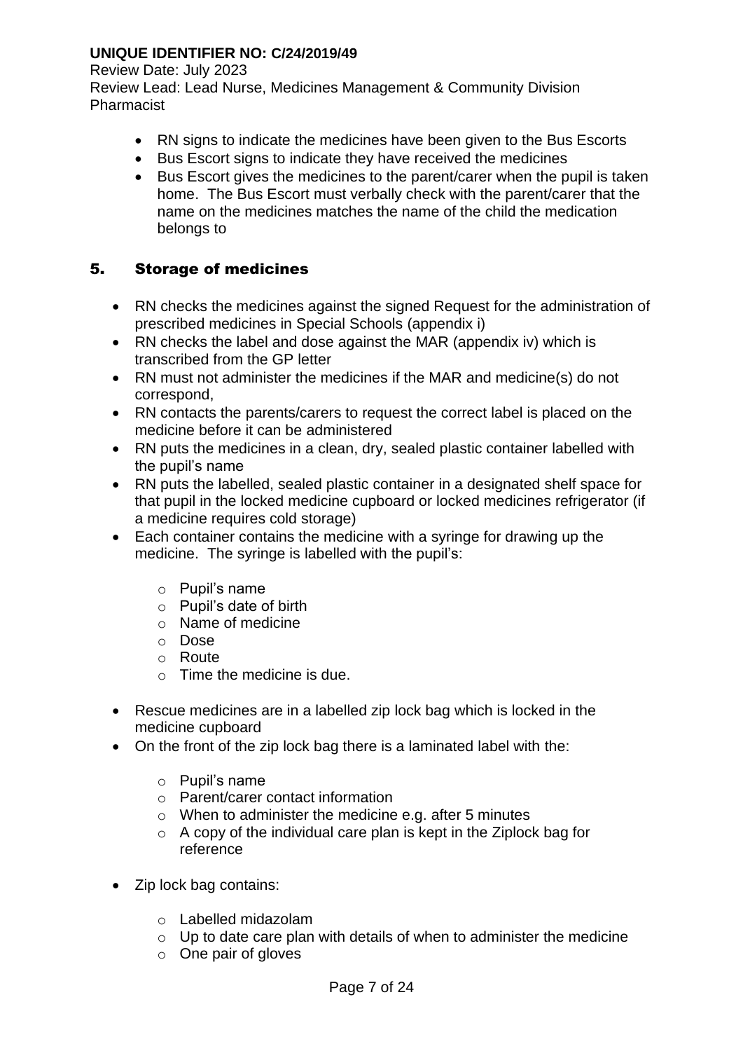- RN signs to indicate the medicines have been given to the Bus Escorts
- Bus Escort signs to indicate they have received the medicines
- Bus Escort gives the medicines to the parent/carer when the pupil is taken home. The Bus Escort must verbally check with the parent/carer that the name on the medicines matches the name of the child the medication belongs to

## 5. Storage of medicines

- RN checks the medicines against the signed Request for the administration of prescribed medicines in Special Schools (appendix i)
- RN checks the label and dose against the MAR (appendix iv) which is transcribed from the GP letter
- RN must not administer the medicines if the MAR and medicine(s) do not correspond,
- RN contacts the parents/carers to request the correct label is placed on the medicine before it can be administered
- RN puts the medicines in a clean, dry, sealed plastic container labelled with the pupil's name
- RN puts the labelled, sealed plastic container in a designated shelf space for that pupil in the locked medicine cupboard or locked medicines refrigerator (if a medicine requires cold storage)
- Each container contains the medicine with a syringe for drawing up the medicine. The syringe is labelled with the pupil's:
  - Pupil's name
  - Pupil's date of birth
  - Name of medicine
  - Dose
  - Route
  - Time the medicine is due.
- Rescue medicines are in a labelled zip lock bag which is locked in the medicine cupboard
- On the front of the zip lock bag there is a laminated label with the:
  - Pupil's name
  - Parent/carer contact information
  - When to administer the medicine e.g. after 5 minutes
  - A copy of the individual care plan is kept in the Ziplock bag for reference
- Zip lock bag contains:
  - Labelled midazolam
  - Up to date care plan with details of when to administer the medicine
  - One pair of gloves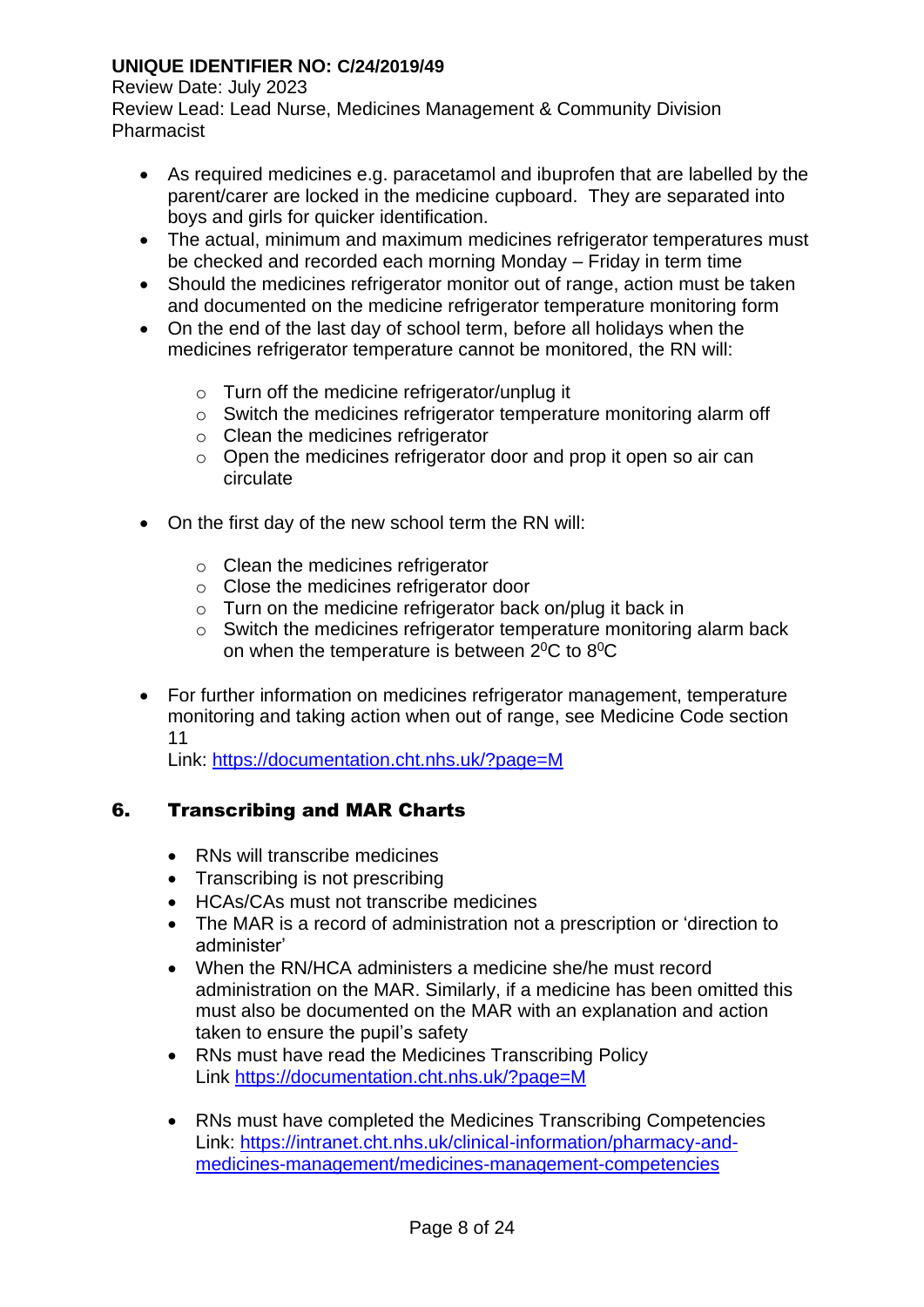- As required medicines e.g. paracetamol and ibuprofen that are labelled by the parent/carer are locked in the medicine cupboard. They are separated into boys and girls for quicker identification.
- The actual, minimum and maximum medicines refrigerator temperatures must be checked and recorded each morning Monday – Friday in term time
- Should the medicines refrigerator monitor out of range, action must be taken and documented on the medicine refrigerator temperature monitoring form
- On the end of the last day of school term, before all holidays when the medicines refrigerator temperature cannot be monitored, the RN will:
    - Turn off the medicine refrigerator/unplug it
    - Switch the medicines refrigerator temperature monitoring alarm off
    - Clean the medicines refrigerator
    - Open the medicines refrigerator door and prop it open so air can circulate
- On the first day of the new school term the RN will:
    - Clean the medicines refrigerator
    - Close the medicines refrigerator door
    - Turn on the medicine refrigerator back on/plug it back in
    - Switch the medicines refrigerator temperature monitoring alarm back on when the temperature is between $2^0$C to $8^0$C
- For further information on medicines refrigerator management, temperature monitoring and taking action when out of range, see Medicine Code section 11
  Link: https://documentation.cht.nhs.uk/?page=M

## 6. Transcribing and MAR Charts

- RNs will transcribe medicines
- Transcribing is not prescribing
- HCAs/CAs must not transcribe medicines
- The MAR is a record of administration not a prescription or 'direction to administer'
- When the RN/HCA administers a medicine she/he must record administration on the MAR. Similarly, if a medicine has been omitted this must also be documented on the MAR with an explanation and action taken to ensure the pupil's safety
- RNs must have read the Medicines Transcribing Policy
  Link https://documentation.cht.nhs.uk/?page=M
- RNs must have completed the Medicines Transcribing Competencies
  Link: https://intranet.cht.nhs.uk/clinical-information/pharmacy-and-medicines-management/medicines-management-competencies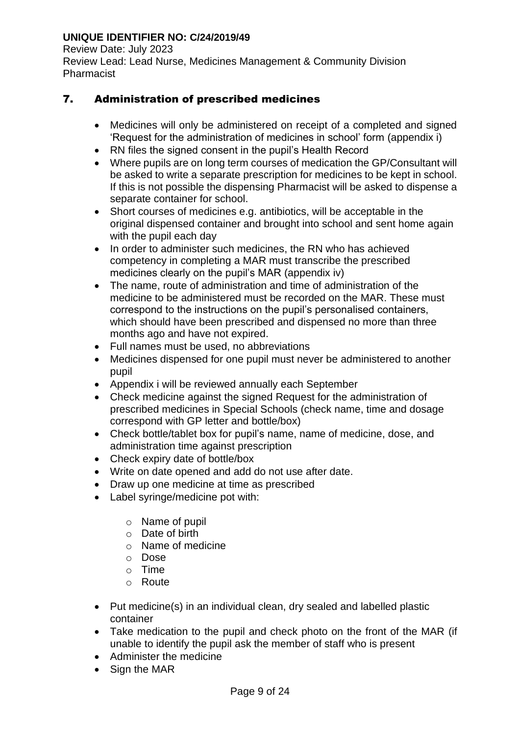## 7. Administration of prescribed medicines

- Medicines will only be administered on receipt of a completed and signed 'Request for the administration of medicines in school' form (appendix i)
- RN files the signed consent in the pupil's Health Record
- Where pupils are on long term courses of medication the GP/Consultant will be asked to write a separate prescription for medicines to be kept in school. If this is not possible the dispensing Pharmacist will be asked to dispense a separate container for school.
- Short courses of medicines e.g. antibiotics, will be acceptable in the original dispensed container and brought into school and sent home again with the pupil each day
- In order to administer such medicines, the RN who has achieved competency in completing a MAR must transcribe the prescribed medicines clearly on the pupil's MAR (appendix iv)
- The name, route of administration and time of administration of the medicine to be administered must be recorded on the MAR. These must correspond to the instructions on the pupil's personalised containers, which should have been prescribed and dispensed no more than three months ago and have not expired.
- Full names must be used, no abbreviations
- Medicines dispensed for one pupil must never be administered to another pupil
- Appendix i will be reviewed annually each September
- Check medicine against the signed Request for the administration of prescribed medicines in Special Schools (check name, time and dosage correspond with GP letter and bottle/box)
- Check bottle/tablet box for pupil's name, name of medicine, dose, and administration time against prescription
- Check expiry date of bottle/box
- Write on date opened and add do not use after date.
- Draw up one medicine at time as prescribed
- Label syringe/medicine pot with:
  - Name of pupil
  - Date of birth
  - Name of medicine
  - Dose
  - Time
  - Route
- Put medicine(s) in an individual clean, dry sealed and labelled plastic container
- Take medication to the pupil and check photo on the front of the MAR (if unable to identify the pupil ask the member of staff who is present
- Administer the medicine
- Sign the MAR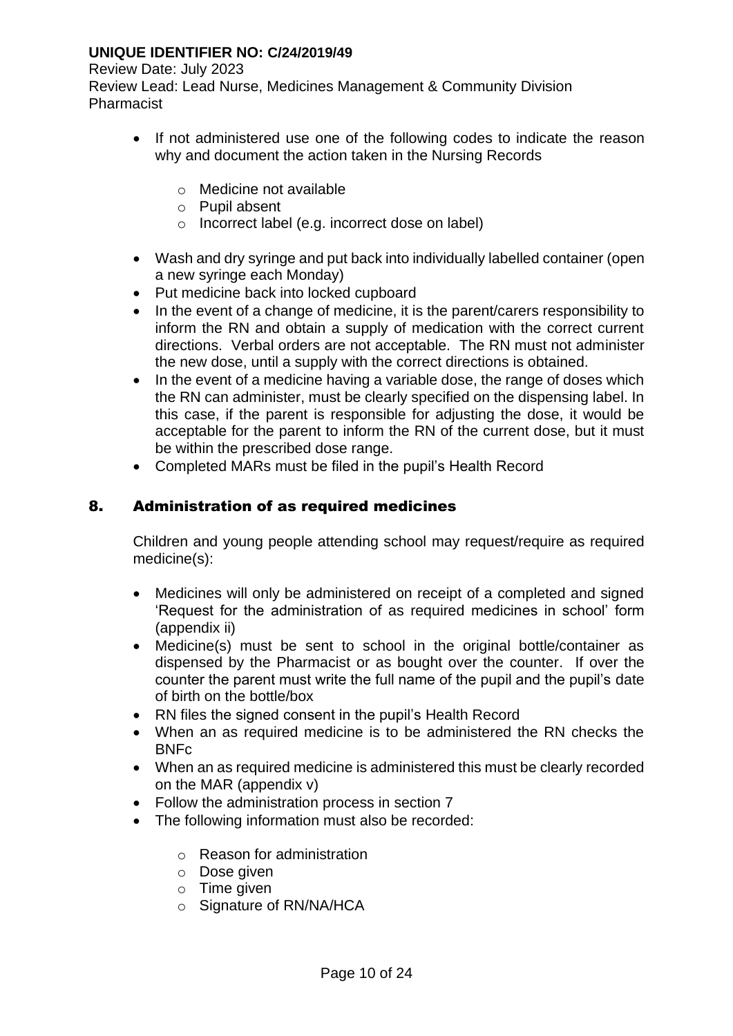- If not administered use one of the following codes to indicate the reason why and document the action taken in the Nursing Records

    - Medicine not available
    - Pupil absent
    - Incorrect label (e.g. incorrect dose on label)

- Wash and dry syringe and put back into individually labelled container (open a new syringe each Monday)
- Put medicine back into locked cupboard
- In the event of a change of medicine, it is the parent/carers responsibility to inform the RN and obtain a supply of medication with the correct current directions. Verbal orders are not acceptable. The RN must not administer the new dose, until a supply with the correct directions is obtained.
- In the event of a medicine having a variable dose, the range of doses which the RN can administer, must be clearly specified on the dispensing label. In this case, if the parent is responsible for adjusting the dose, it would be acceptable for the parent to inform the RN of the current dose, but it must be within the prescribed dose range.
- Completed MARs must be filed in the pupil's Health Record

## 8. Administration of as required medicines

Children and young people attending school may request/require as required medicine(s):

- Medicines will only be administered on receipt of a completed and signed 'Request for the administration of as required medicines in school' form (appendix ii)
- Medicine(s) must be sent to school in the original bottle/container as dispensed by the Pharmacist or as bought over the counter. If over the counter the parent must write the full name of the pupil and the pupil's date of birth on the bottle/box
- RN files the signed consent in the pupil's Health Record
- When an as required medicine is to be administered the RN checks the BNFc
- When an as required medicine is administered this must be clearly recorded on the MAR (appendix v)
- Follow the administration process in section 7
- The following information must also be recorded:

    - Reason for administration
    - Dose given
    - Time given
    - Signature of RN/NA/HCA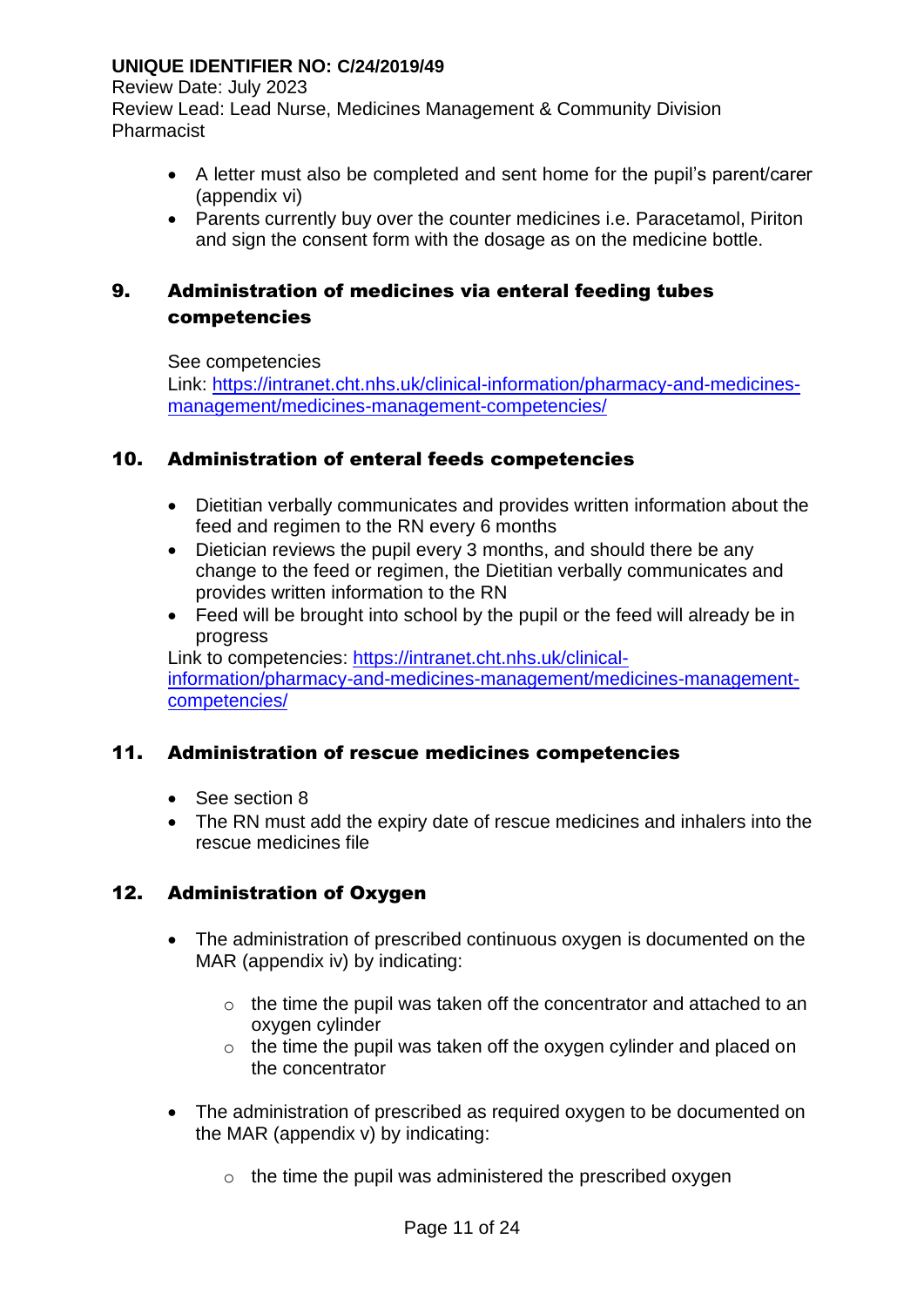- A letter must also be completed and sent home for the pupil's parent/carer (appendix vi)
- Parents currently buy over the counter medicines i.e. Paracetamol, Piriton and sign the consent form with the dosage as on the medicine bottle.

## 9. Administration of medicines via enteral feeding tubes competencies

See competencies
Link: https://intranet.cht.nhs.uk/clinical-information/pharmacy-and-medicines-management/medicines-management-competencies/

## 10. Administration of enteral feeds competencies

- Dietitian verbally communicates and provides written information about the feed and regimen to the RN every 6 months
- Dietician reviews the pupil every 3 months, and should there be any change to the feed or regimen, the Dietitian verbally communicates and provides written information to the RN
- Feed will be brought into school by the pupil or the feed will already be in progress

Link to competencies: https://intranet.cht.nhs.uk/clinical-information/pharmacy-and-medicines-management/medicines-management-competencies/

## 11. Administration of rescue medicines competencies

- See section 8
- The RN must add the expiry date of rescue medicines and inhalers into the rescue medicines file

## 12. Administration of Oxygen

- The administration of prescribed continuous oxygen is documented on the MAR (appendix iv) by indicating:
  - the time the pupil was taken off the concentrator and attached to an oxygen cylinder
  - the time the pupil was taken off the oxygen cylinder and placed on the concentrator
- The administration of prescribed as required oxygen to be documented on the MAR (appendix v) by indicating:
  - the time the pupil was administered the prescribed oxygen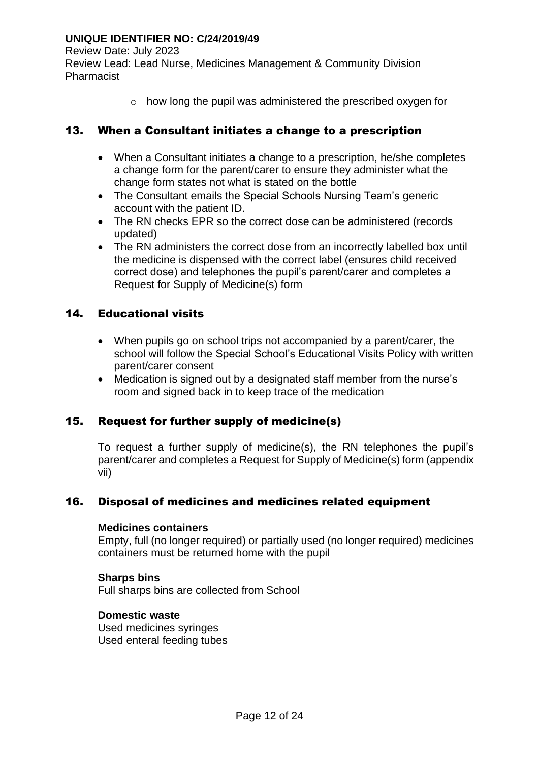- how long the pupil was administered the prescribed oxygen for

## 13. When a Consultant initiates a change to a prescription

- When a Consultant initiates a change to a prescription, he/she completes a change form for the parent/carer to ensure they administer what the change form states not what is stated on the bottle
- The Consultant emails the Special Schools Nursing Team's generic account with the patient ID.
- The RN checks EPR so the correct dose can be administered (records updated)
- The RN administers the correct dose from an incorrectly labelled box until the medicine is dispensed with the correct label (ensures child received correct dose) and telephones the pupil's parent/carer and completes a Request for Supply of Medicine(s) form

## 14. Educational visits

- When pupils go on school trips not accompanied by a parent/carer, the school will follow the Special School's Educational Visits Policy with written parent/carer consent
- Medication is signed out by a designated staff member from the nurse's room and signed back in to keep trace of the medication

## 15. Request for further supply of medicine(s)

To request a further supply of medicine(s), the RN telephones the pupil's parent/carer and completes a Request for Supply of Medicine(s) form (appendix vii)

## 16. Disposal of medicines and medicines related equipment

**Medicines containers**
Empty, full (no longer required) or partially used (no longer required) medicines containers must be returned home with the pupil

**Sharps bins**
Full sharps bins are collected from School

**Domestic waste**
Used medicines syringes
Used enteral feeding tubes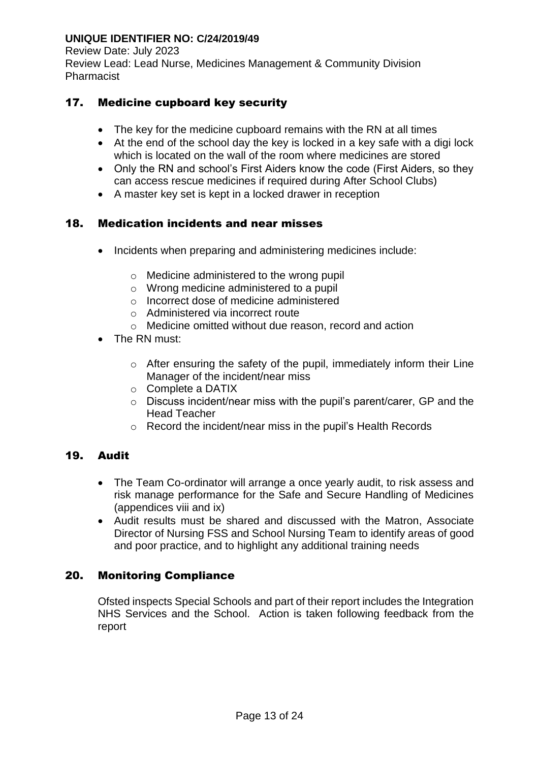## 17. Medicine cupboard key security

- The key for the medicine cupboard remains with the RN at all times
- At the end of the school day the key is locked in a key safe with a digi lock which is located on the wall of the room where medicines are stored
- Only the RN and school's First Aiders know the code (First Aiders, so they can access rescue medicines if required during After School Clubs)
- A master key set is kept in a locked drawer in reception

## 18. Medication incidents and near misses

- Incidents when preparing and administering medicines include:
  - Medicine administered to the wrong pupil
  - Wrong medicine administered to a pupil
  - Incorrect dose of medicine administered
  - Administered via incorrect route
  - Medicine omitted without due reason, record and action
- The RN must:
  - After ensuring the safety of the pupil, immediately inform their Line Manager of the incident/near miss
  - Complete a DATIX
  - Discuss incident/near miss with the pupil's parent/carer, GP and the Head Teacher
  - Record the incident/near miss in the pupil's Health Records

## 19. Audit

- The Team Co-ordinator will arrange a once yearly audit, to risk assess and risk manage performance for the Safe and Secure Handling of Medicines (appendices viii and ix)
- Audit results must be shared and discussed with the Matron, Associate Director of Nursing FSS and School Nursing Team to identify areas of good and poor practice, and to highlight any additional training needs

## 20. Monitoring Compliance

Ofsted inspects Special Schools and part of their report includes the Integration NHS Services and the School. Action is taken following feedback from the report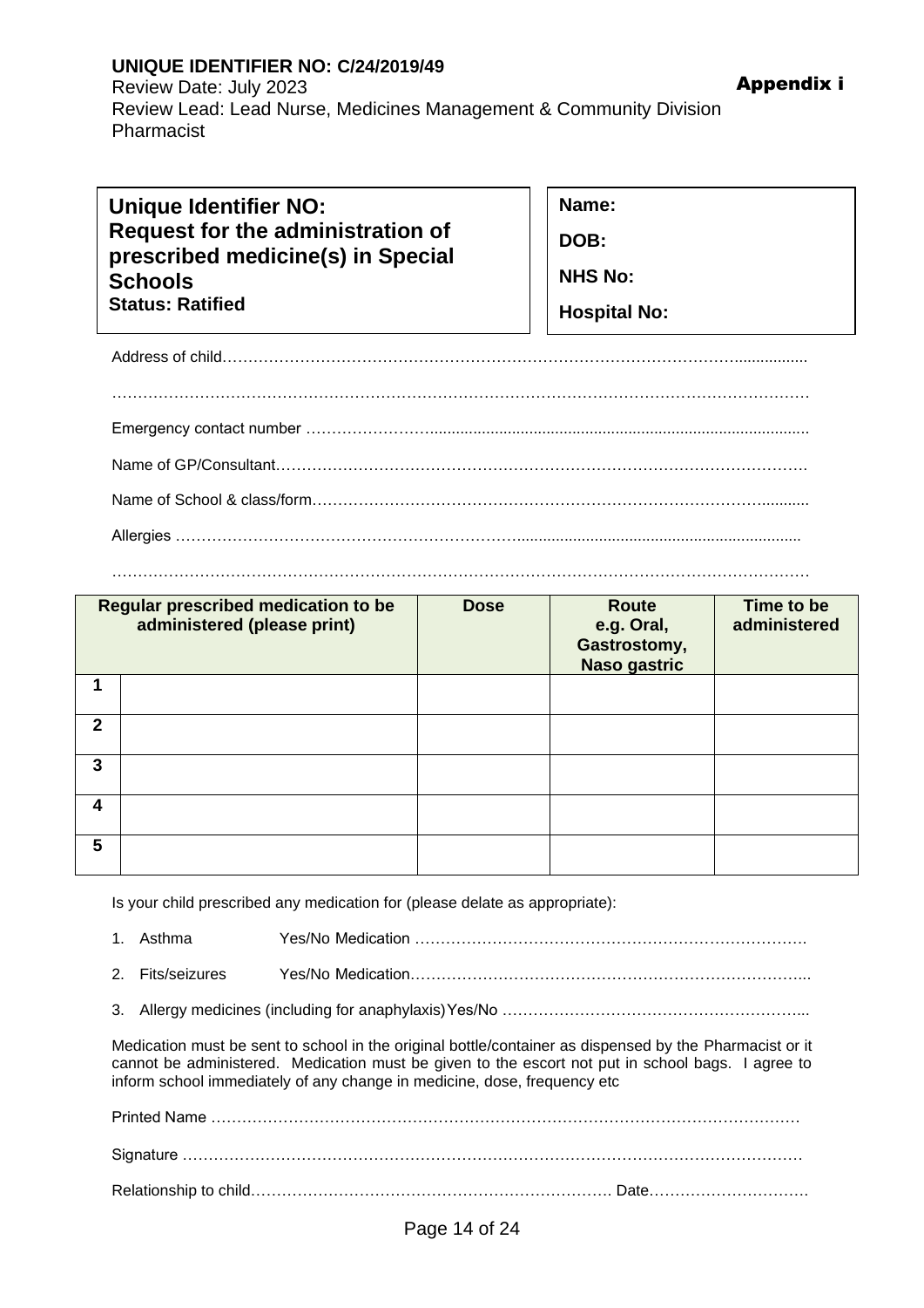**Appendix i**

| | |
|---|---|
| **Unique Identifier NO:**<br>**Request for the administration of prescribed medicine(s) in Special Schools**<br>**Status: Ratified** | **Name:**<br>**DOB:**<br>**NHS No:**<br>**Hospital No:** |

Address of child………………………………………………………………………………………….................

…………………………………………………………………………………………………………………………

Emergency contact number ……………………......................................................................................

Name of GP/Consultant………………………………………………………………………………………….

Name of School & class/form……………………………………………………………………………...........

Allergies ……………………………………………………………..................................................................

…………………………………………………………………………………………………………………………

| Regular prescribed medication to be administered (please print) | | Dose | Route e.g. Oral, Gastrostomy, Naso gastric | Time to be administered |
|---|---|---|---|---|
| 1 | | | | |
| 2 | | | | |
| 3 | | | | |
| 4 | | | | |
| 5 | | | | |

Is your child prescribed any medication for (please delate as appropriate):

1. Asthma Yes/No Medication ……………………………………………………………….
2. Fits/seizures Yes/No Medication…………………………………………………………………..
3. Allergy medicines (including for anaphylaxis) Yes/No …………………………………………………...

Medication must be sent to school in the original bottle/container as dispensed by the Pharmacist or it cannot be administered. Medication must be given to the escort not put in school bags. I agree to inform school immediately of any change in medicine, dose, frequency etc

Printed Name ……………………………………………………………………………………………………

Signature …………………………………………………………………………………………………………

Relationship to child……………………………………………………………. Date…………………………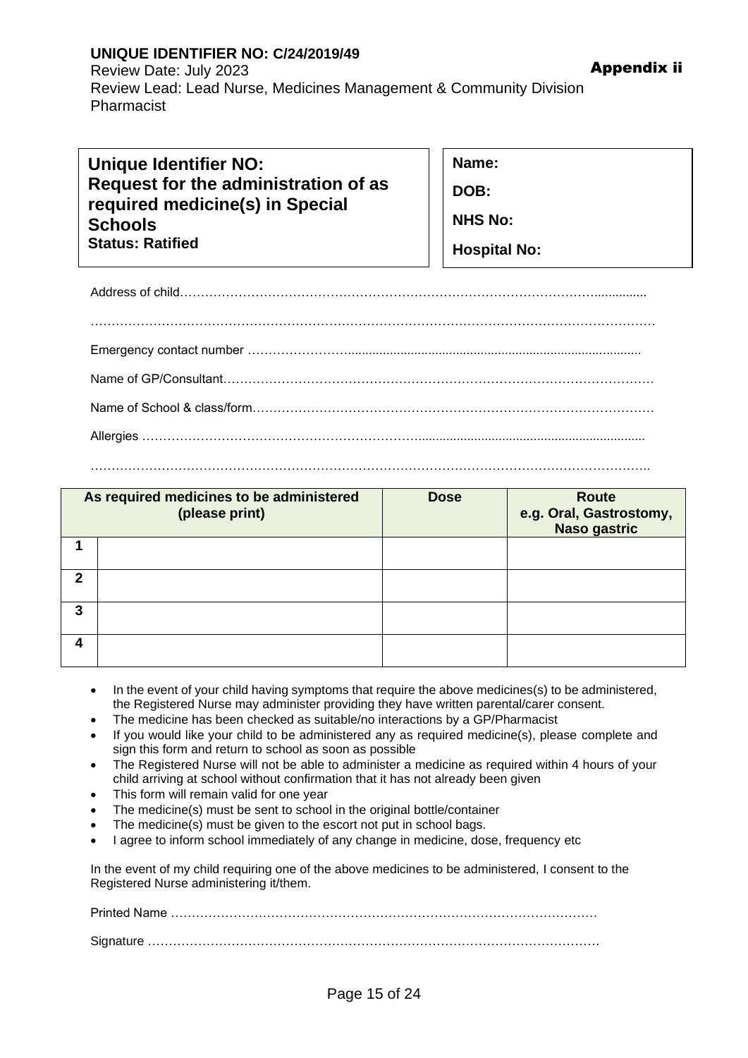**UNIQUE IDENTIFIER NO: C/24/2019/49**
Review Date: July 2023
Review Lead: Lead Nurse, Medicines Management & Community Division Pharmacist

**Appendix ii**

| | |
|---|---|
| **Unique Identifier NO:**<br>**Request for the administration of as required medicine(s) in Special Schools**<br>**Status: Ratified** | **Name:**<br>**DOB:**<br>**NHS No:**<br>**Hospital No:** |

Address of child……………………………………………………………………………………………...............

…………………………………………………………………………………………………………………………

Emergency contact number …………………..................................................................................

Name of GP/Consultant…………………………………………………………………………………………

Name of School & class/form……………………………………………………………………………………

Allergies ………………………………………………………..............................................................

……………………………………………………………………………………………………………………..

| As required medicines to be administered (please print) | | Dose | Route e.g. Oral, Gastrostomy, Naso gastric |
|---|---|---|---|
| 1 | | | |
| 2 | | | |
| 3 | | | |
| 4 | | | |

- In the event of your child having symptoms that require the above medicines(s) to be administered, the Registered Nurse may administer providing they have written parental/carer consent.
- The medicine has been checked as suitable/no interactions by a GP/Pharmacist
- If you would like your child to be administered any as required medicine(s), please complete and sign this form and return to school as soon as possible
- The Registered Nurse will not be able to administer a medicine as required within 4 hours of your child arriving at school without confirmation that it has not already been given
- This form will remain valid for one year
- The medicine(s) must be sent to school in the original bottle/container
- The medicine(s) must be given to the escort not put in school bags.
- I agree to inform school immediately of any change in medicine, dose, frequency etc

In the event of my child requiring one of the above medicines to be administered, I consent to the Registered Nurse administering it/them.

Printed Name …………………………………………………………………………………………

Signature ………………………………………………………………………………………………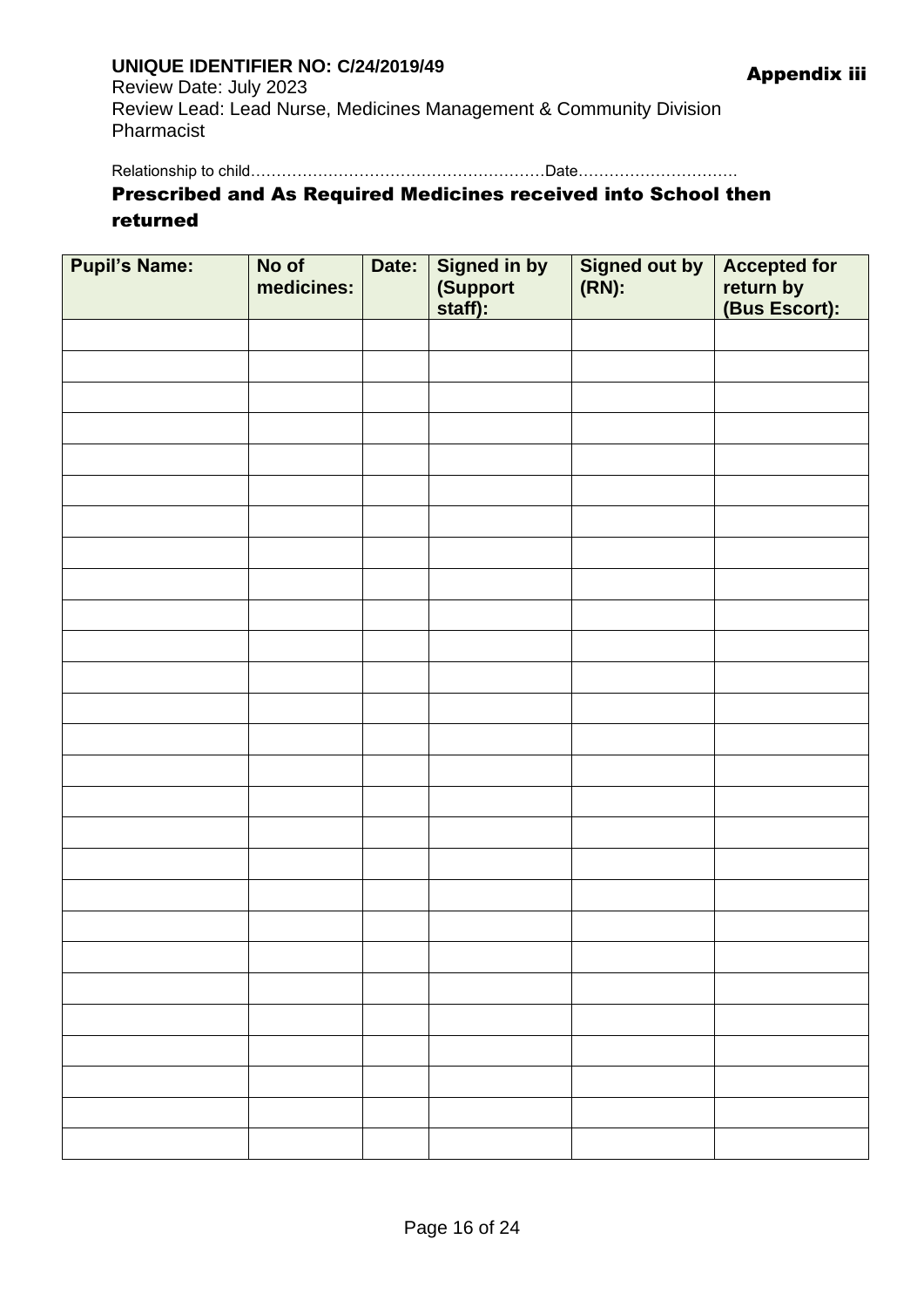**UNIQUE IDENTIFIER NO: C/24/2019/49**
Review Date: July 2023
Review Lead: Lead Nurse, Medicines Management & Community Division Pharmacist

**Appendix iii**

Relationship to child……………………………………………………Date…………………………

## Prescribed and As Required Medicines received into School then returned

| Pupil's Name: | No of medicines: | Date: | Signed in by (Support staff): | Signed out by (RN): | Accepted for return by (Bus Escort): |
|---|---|---|---|---|---|
| | | | | | |
| | | | | | |
| | | | | | |
| | | | | | |
| | | | | | |
| | | | | | |
| | | | | | |
| | | | | | |
| | | | | | |
| | | | | | |
| | | | | | |
| | | | | | |
| | | | | | |
| | | | | | |
| | | | | | |
| | | | | | |
| | | | | | |
| | | | | | |
| | | | | | |
| | | | | | |
| | | | | | |
| | | | | | |
| | | | | | |
| | | | | | |
| | | | | | |
| | | | | | |
| | | | | | |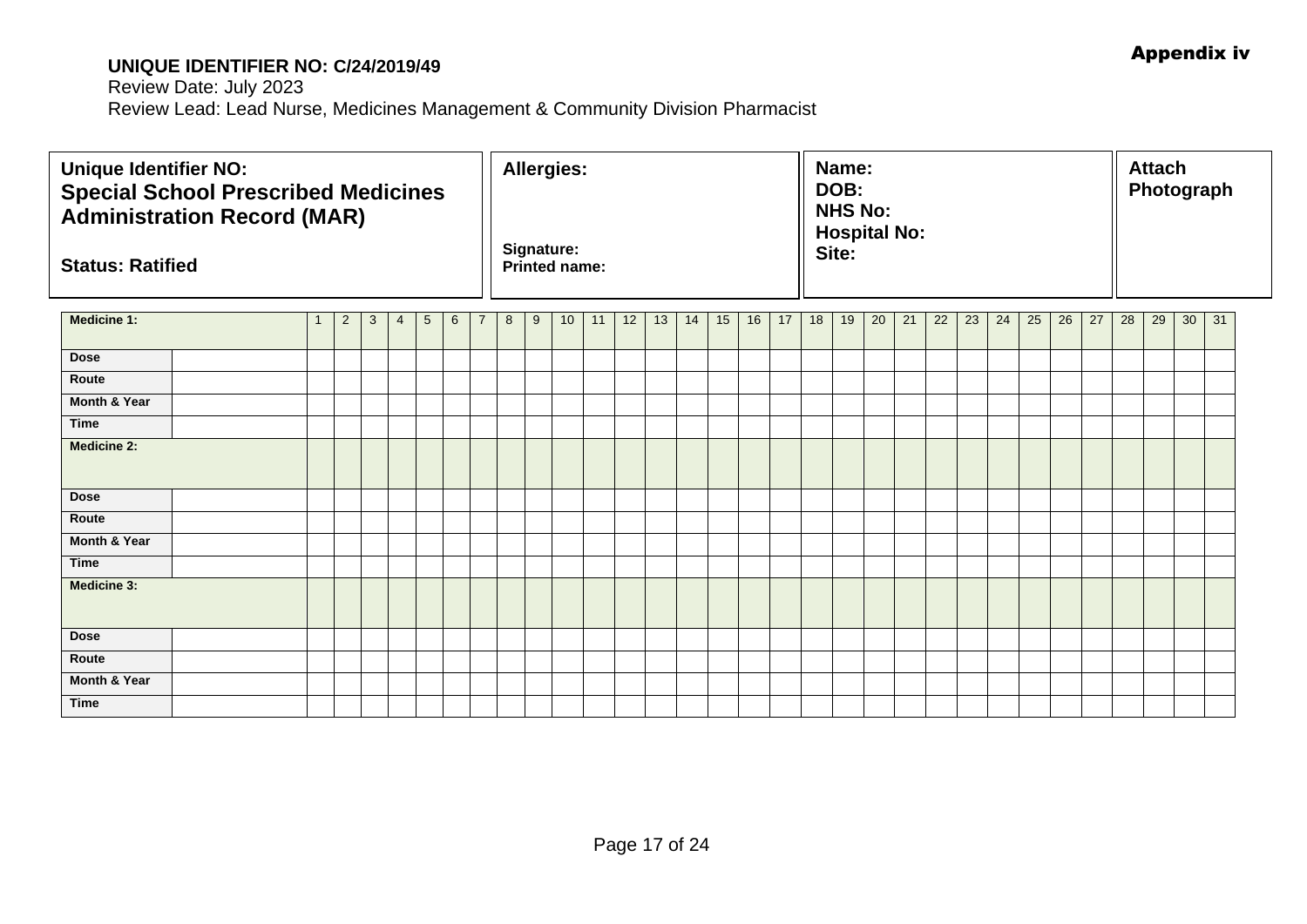Appendix iv

**UNIQUE IDENTIFIER NO: C/24/2019/49**
Review Date: July 2023
Review Lead: Lead Nurse, Medicines Management & Community Division Pharmacist

| | | | |
|---|---|---|---|
| **Unique Identifier NO:**<br>**Special School Prescribed Medicines Administration Record (MAR)**<br><br>**Status: Ratified** | **Allergies:**<br><br>**Signature:**<br>**Printed name:** | **Name:**<br>**DOB:**<br>**NHS No:**<br>**Hospital No:**<br>**Site:** | **Attach Photograph** |

| **Medicine 1:** | | 1 | 2 | 3 | 4 | 5 | 6 | 7 | 8 | 9 | 10 | 11 | 12 | 13 | 14 | 15 | 16 | 17 | 18 | 19 | 20 | 21 | 22 | 23 | 24 | 25 | 26 | 27 | 28 | 29 | 30 | 31 |
|---|---|---|---|---|---|---|---|---|---|---|---|---|---|---|---|---|---|---|---|---|---|---|---|---|---|---|---|---|---|---|---|---|
| **Dose** | | | | | | | | | | | | | | | | | | | | | | | | | | | | | | | | |
| **Route** | | | | | | | | | | | | | | | | | | | | | | | | | | | | | | | | |
| **Month & Year** | | | | | | | | | | | | | | | | | | | | | | | | | | | | | | | | |
| **Time** | | | | | | | | | | | | | | | | | | | | | | | | | | | | | | | | |
| **Medicine 2:** | | | | | | | | | | | | | | | | | | | | | | | | | | | | | | | | |
| **Dose** | | | | | | | | | | | | | | | | | | | | | | | | | | | | | | | | |
| **Route** | | | | | | | | | | | | | | | | | | | | | | | | | | | | | | | | |
| **Month & Year** | | | | | | | | | | | | | | | | | | | | | | | | | | | | | | | | |
| **Time** | | | | | | | | | | | | | | | | | | | | | | | | | | | | | | | | |
| **Medicine 3:** | | | | | | | | | | | | | | | | | | | | | | | | | | | | | | | | |
| **Dose** | | | | | | | | | | | | | | | | | | | | | | | | | | | | | | | | |
| **Route** | | | | | | | | | | | | | | | | | | | | | | | | | | | | | | | | |
| **Month & Year** | | | | | | | | | | | | | | | | | | | | | | | | | | | | | | | | |
| **Time** | | | | | | | | | | | | | | | | | | | | | | | | | | | | | | | | |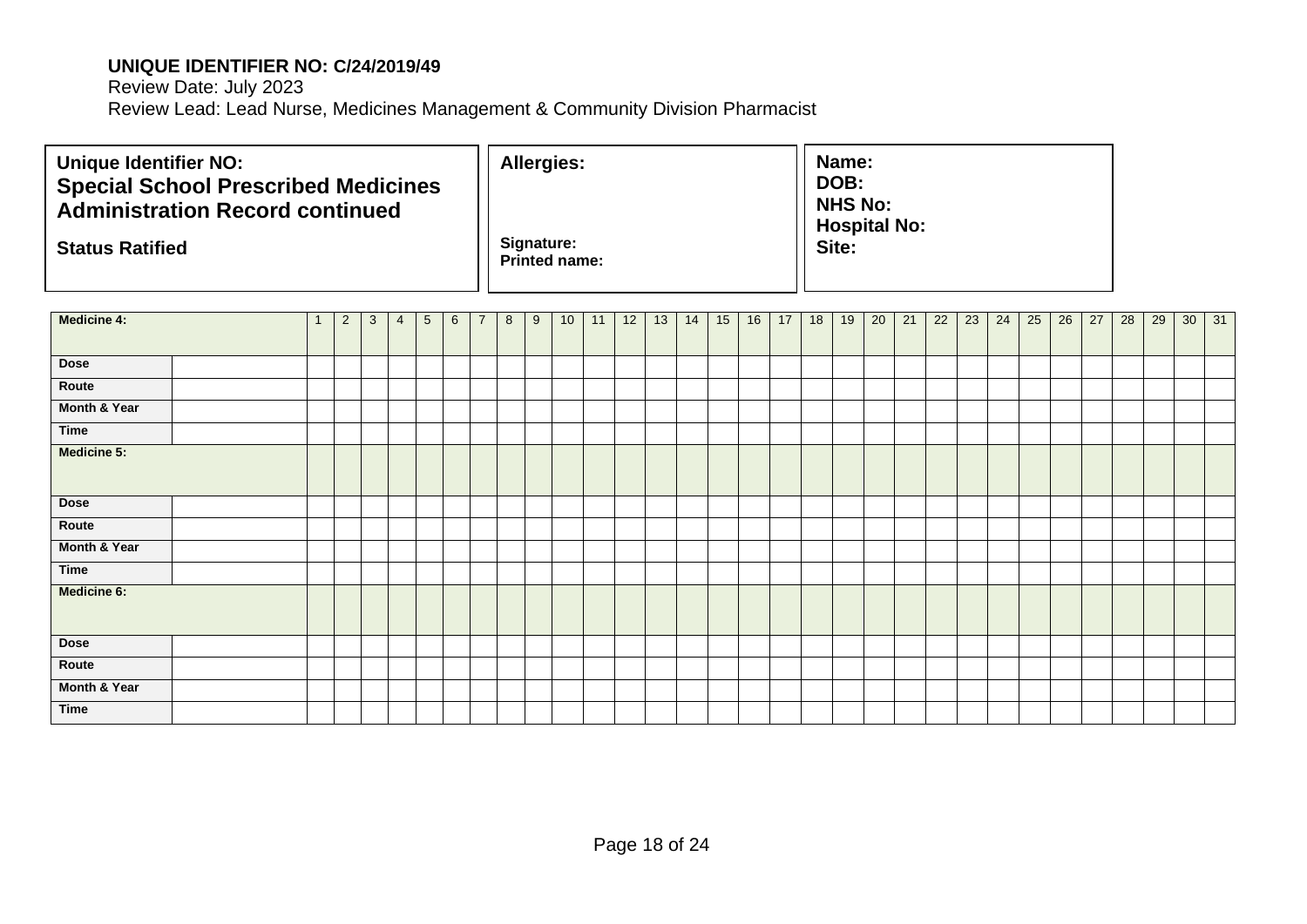**UNIQUE IDENTIFIER NO: C/24/2019/49**
Review Date: July 2023
Review Lead: Lead Nurse, Medicines Management & Community Division Pharmacist

| | | |
|---|---|---|
| **Unique Identifier NO:**<br>**Special School Prescribed Medicines Administration Record continued**<br><br>**Status Ratified** | **Allergies:**<br><br><br>**Signature:**<br>**Printed name:** | **Name:**<br>**DOB:**<br>**NHS No:**<br>**Hospital No:**<br>**Site:** |

| **Medicine 4:** | | 1 | 2 | 3 | 4 | 5 | 6 | 7 | 8 | 9 | 10 | 11 | 12 | 13 | 14 | 15 | 16 | 17 | 18 | 19 | 20 | 21 | 22 | 23 | 24 | 25 | 26 | 27 | 28 | 29 | 30 | 31 |
|---|---|---|---|---|---|---|---|---|---|---|---|---|---|---|---|---|---|---|---|---|---|---|---|---|---|---|---|---|---|---|---|---|
| **Dose** | | | | | | | | | | | | | | | | | | | | | | | | | | | | | | | | |
| **Route** | | | | | | | | | | | | | | | | | | | | | | | | | | | | | | | | |
| **Month & Year** | | | | | | | | | | | | | | | | | | | | | | | | | | | | | | | | |
| **Time** | | | | | | | | | | | | | | | | | | | | | | | | | | | | | | | | |
| **Medicine 5:** | | | | | | | | | | | | | | | | | | | | | | | | | | | | | | | | |
| **Dose** | | | | | | | | | | | | | | | | | | | | | | | | | | | | | | | | |
| **Route** | | | | | | | | | | | | | | | | | | | | | | | | | | | | | | | | |
| **Month & Year** | | | | | | | | | | | | | | | | | | | | | | | | | | | | | | | | |
| **Time** | | | | | | | | | | | | | | | | | | | | | | | | | | | | | | | | |
| **Medicine 6:** | | | | | | | | | | | | | | | | | | | | | | | | | | | | | | | | |
| **Dose** | | | | | | | | | | | | | | | | | | | | | | | | | | | | | | | | |
| **Route** | | | | | | | | | | | | | | | | | | | | | | | | | | | | | | | | |
| **Month & Year** | | | | | | | | | | | | | | | | | | | | | | | | | | | | | | | | |
| **Time** | | | | | | | | | | | | | | | | | | | | | | | | | | | | | | | | |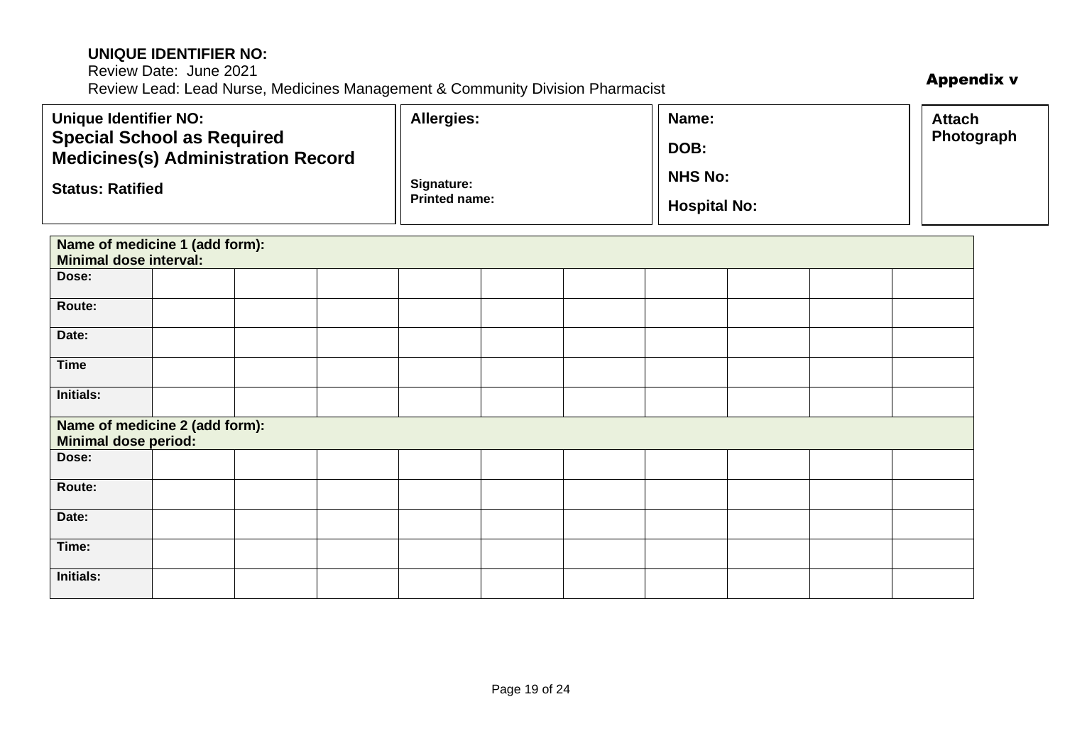**UNIQUE IDENTIFIER NO:**
Review Date: June 2021
Review Lead: Lead Nurse, Medicines Management & Community Division Pharmacist

**Appendix v**

| | | | |
|---|---|---|---|
| **Unique Identifier NO:**<br>**Special School as Required Medicines(s) Administration Record**<br><br>**Status: Ratified** | **Allergies:**<br><br>**Signature:**<br>**Printed name:** | **Name:**<br>**DOB:**<br>**NHS No:**<br>**Hospital No:** | **Attach Photograph** |

| **Name of medicine 1 (add form):**<br>**Minimal dose interval:** | | | | | | | | | | |
|---|---|---|---|---|---|---|---|---|---|---|
| **Dose:** | | | | | | | | | | |
| **Route:** | | | | | | | | | | |
| **Date:** | | | | | | | | | | |
| **Time** | | | | | | | | | | |
| **Initials:** | | | | | | | | | | |
| **Name of medicine 2 (add form):**<br>**Minimal dose period:** | | | | | | | | | | |
| **Dose:** | | | | | | | | | | |
| **Route:** | | | | | | | | | | |
| **Date:** | | | | | | | | | | |
| **Time:** | | | | | | | | | | |
| **Initials:** | | | | | | | | | | |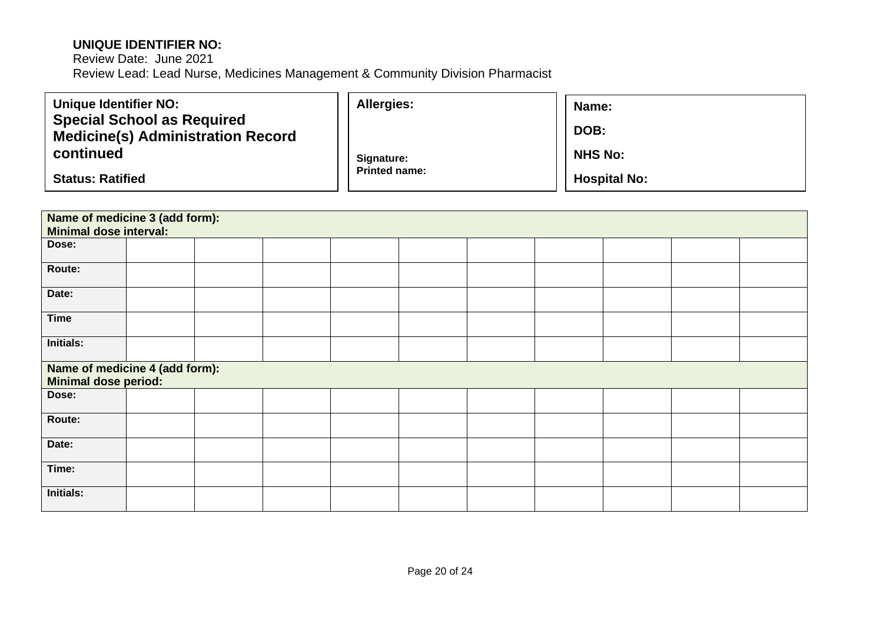**UNIQUE IDENTIFIER NO:**
Review Date: June 2021
Review Lead: Lead Nurse, Medicines Management & Community Division Pharmacist

| | | |
|---|---|---|
| **Unique Identifier NO:**<br>**Special School as Required Medicine(s) Administration Record continued**<br>**Status: Ratified** | **Allergies:**<br><br>**Signature:**<br>**Printed name:** | **Name:**<br>**DOB:**<br>**NHS No:**<br>**Hospital No:** |

| **Name of medicine 3 (add form):**<br>**Minimal dose interval:** | | | | | | | | | | |
|---|---|---|---|---|---|---|---|---|---|---|
| **Dose:** | | | | | | | | | | |
| **Route:** | | | | | | | | | | |
| **Date:** | | | | | | | | | | |
| **Time** | | | | | | | | | | |
| **Initials:** | | | | | | | | | | |

| **Name of medicine 4 (add form):**<br>**Minimal dose period:** | | | | | | | | | | |
|---|---|---|---|---|---|---|---|---|---|---|
| **Dose:** | | | | | | | | | | |
| **Route:** | | | | | | | | | | |
| **Date:** | | | | | | | | | | |
| **Time:** | | | | | | | | | | |
| **Initials:** | | | | | | | | | | |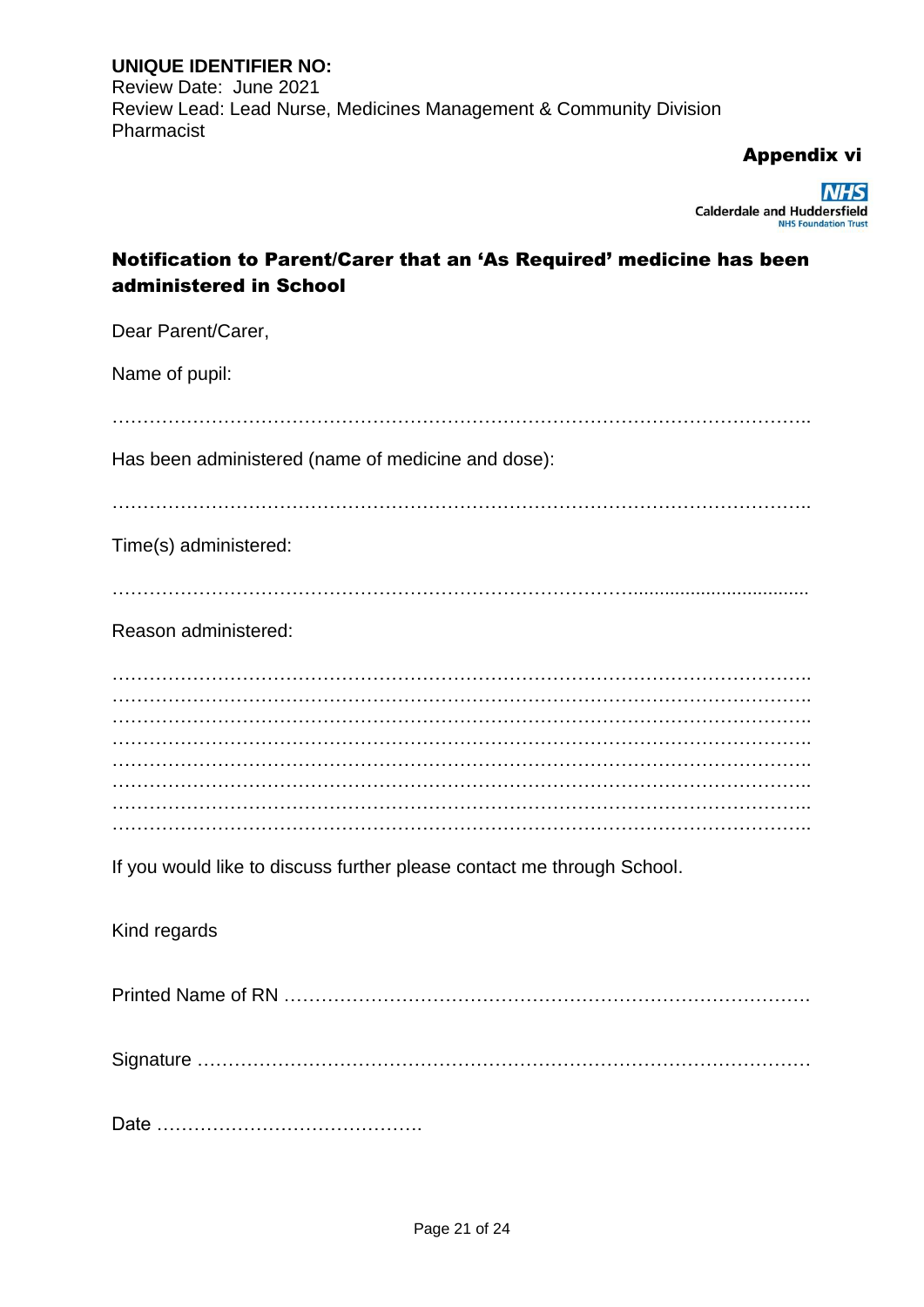**UNIQUE IDENTIFIER NO:**
Review Date: June 2021
Review Lead: Lead Nurse, Medicines Management & Community Division Pharmacist

**Appendix vi**

NHS
Calderdale and Huddersfield
NHS Foundation Trust

## Notification to Parent/Carer that an 'As Required' medicine has been administered in School

Dear Parent/Carer,

Name of pupil:

…………………………………………………………………………………………………..

Has been administered (name of medicine and dose):

…………………………………………………………………………………………………..

Time(s) administered:

…………………………………………………………………………………………………..

Reason administered:

…………………………………………………………………………………………………..
…………………………………………………………………………………………………..
…………………………………………………………………………………………………..
…………………………………………………………………………………………………..
…………………………………………………………………………………………………..
…………………………………………………………………………………………………..
…………………………………………………………………………………………………..
…………………………………………………………………………………………………..

If you would like to discuss further please contact me through School.

Kind regards

Printed Name of RN …………………………………………………………………………

Signature ……………………………………………………………………………………

Date …………………………………….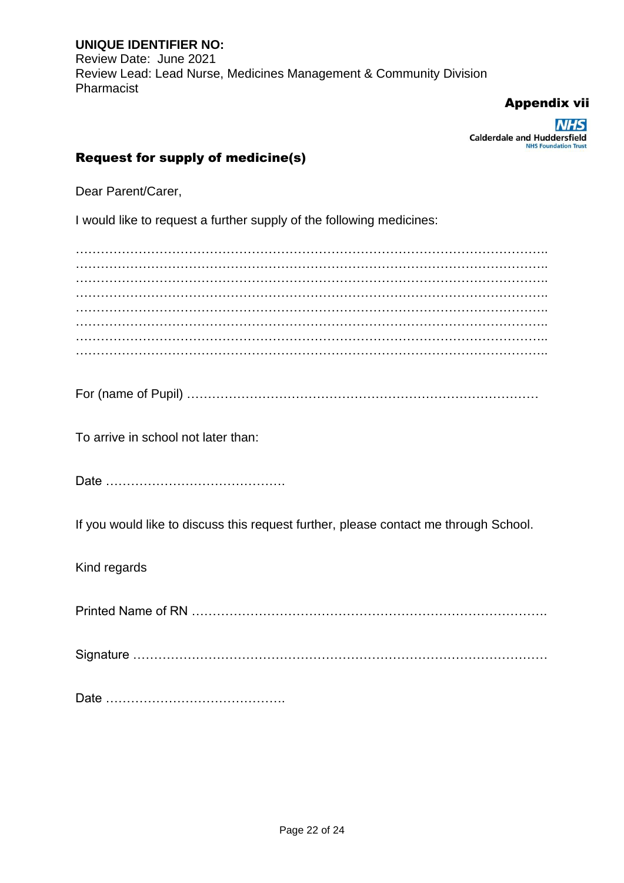**UNIQUE IDENTIFIER NO:**
Review Date: June 2021
Review Lead: Lead Nurse, Medicines Management & Community Division Pharmacist

**Appendix vii**

Calderdale and Huddersfield NHS Foundation Trust

## Request for supply of medicine(s)

Dear Parent/Carer,

I would like to request a further supply of the following medicines:

…………………………………………………………………………………………………….
…………………………………………………………………………………………………….
…………………………………………………………………………………………………….
…………………………………………………………………………………………………….
…………………………………………………………………………………………………….
…………………………………………………………………………………………………….
…………………………………………………………………………………………………….
…………………………………………………………………………………………………….

For (name of Pupil) …………………………………………………………………………

To arrive in school not later than:

Date ……………………………………

If you would like to discuss this request further, please contact me through School.

Kind regards

Printed Name of RN ………………………………………………………………………….

Signature ……………………………………………………………………………………

Date …………………………………….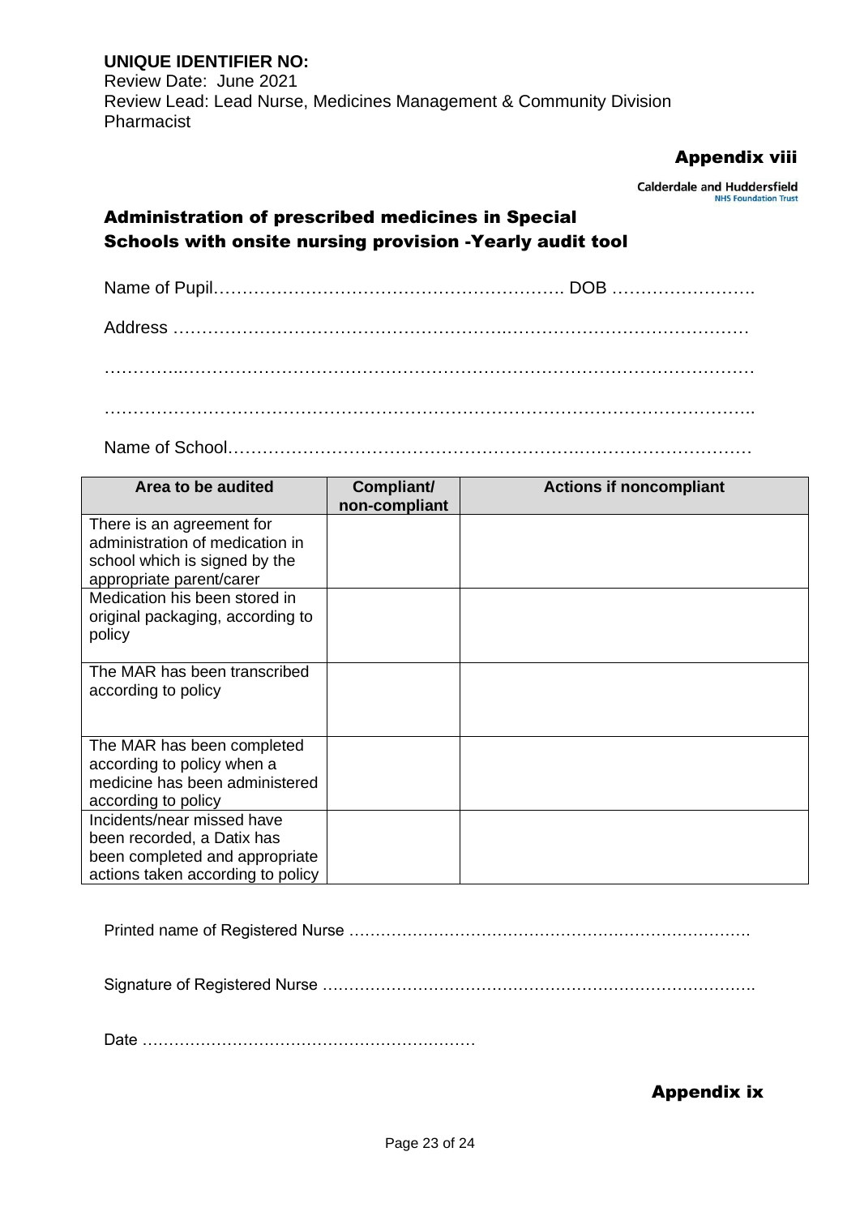**UNIQUE IDENTIFIER NO:**
Review Date: June 2021
Review Lead: Lead Nurse, Medicines Management & Community Division Pharmacist

## Appendix viii

Calderdale and Huddersfield NHS Foundation Trust

## Administration of prescribed medicines in Special Schools with onsite nursing provision -Yearly audit tool

Name of Pupil………………………………………………………. DOB …………………….

Address ……………………………………………….……………………………………

…………..……………………………………………………………………………………

……………………………………………………………………………………………..

Name of School………………………………………………….…………………………

| Area to be audited | Compliant/ non-compliant | Actions if noncompliant |
|---|---|---|
| There is an agreement for administration of medication in school which is signed by the appropriate parent/carer | | |
| Medication his been stored in original packaging, according to policy | | |
| The MAR has been transcribed according to policy | | |
| The MAR has been completed according to policy when a medicine has been administered according to policy | | |
| Incidents/near missed have been recorded, a Datix has been completed and appropriate actions taken according to policy | | |

Printed name of Registered Nurse ……………………………………………………………….

Signature of Registered Nurse …………………………………………………………………….

Date ……………………………………………………

## Appendix ix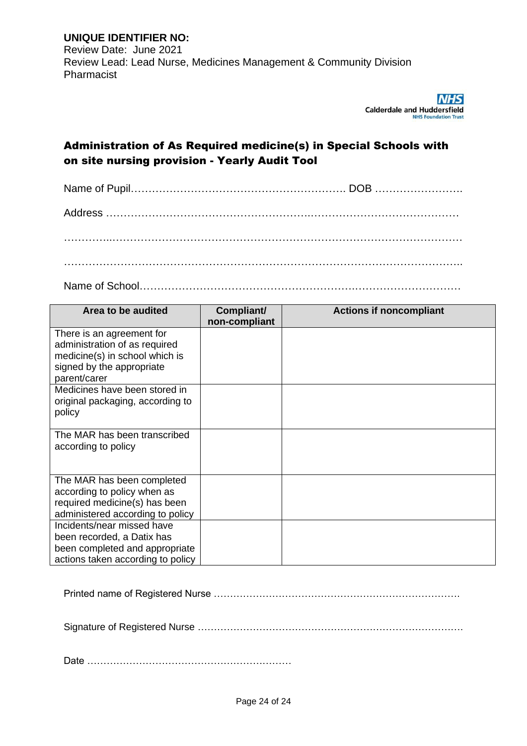**UNIQUE IDENTIFIER NO:**
Review Date: June 2021
Review Lead: Lead Nurse, Medicines Management & Community Division Pharmacist

Calderdale and Huddersfield NHS Foundation Trust

## Administration of As Required medicine(s) in Special Schools with on site nursing provision - Yearly Audit Tool

Name of Pupil…………………………………………………. DOB …………………….

Address ……………………………………………………………………………………

……………………………………………………………………………………………

……………………………………………………………………………………………

Name of School……………………………………………………………………………

| Area to be audited | Compliant/ non-compliant | Actions if noncompliant |
|---|---|---|
| There is an agreement for administration of as required medicine(s) in school which is signed by the appropriate parent/carer | | |
| Medicines have been stored in original packaging, according to policy | | |
| The MAR has been transcribed according to policy | | |
| The MAR has been completed according to policy when as required medicine(s) has been administered according to policy | | |
| Incidents/near missed have been recorded, a Datix has been completed and appropriate actions taken according to policy | | |

Printed name of Registered Nurse ……………………………………………………………….

Signature of Registered Nurse ……………………………………………………………………

Date ……………………………………………………